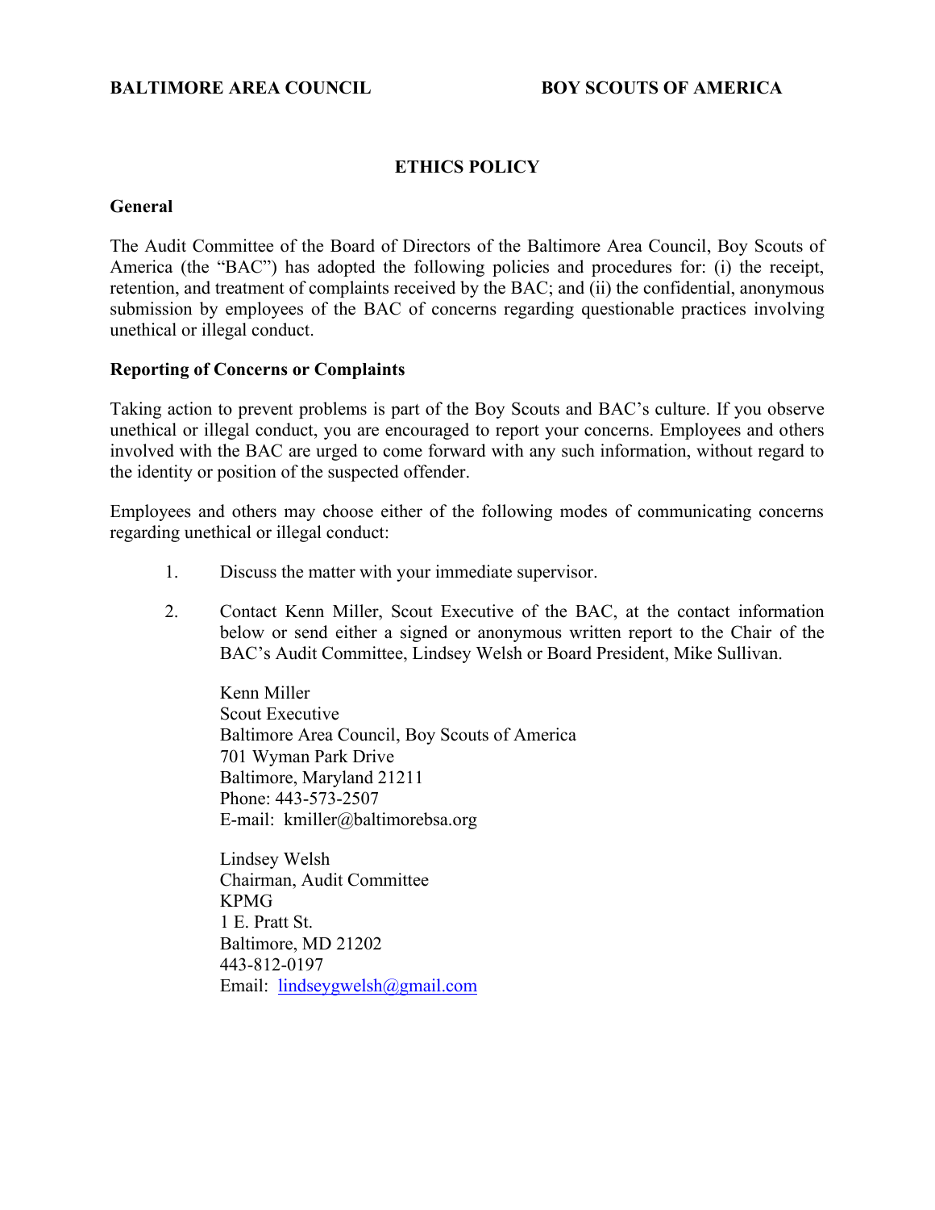**BALTIMORE AREA COUNCIL** **BOY SCOUTS OF AMERICA**

# ETHICS POLICY

## General

The Audit Committee of the Board of Directors of the Baltimore Area Council, Boy Scouts of America (the "BAC") has adopted the following policies and procedures for: (i) the receipt, retention, and treatment of complaints received by the BAC; and (ii) the confidential, anonymous submission by employees of the BAC of concerns regarding questionable practices involving unethical or illegal conduct.

## Reporting of Concerns or Complaints

Taking action to prevent problems is part of the Boy Scouts and BAC's culture. If you observe unethical or illegal conduct, you are encouraged to report your concerns. Employees and others involved with the BAC are urged to come forward with any such information, without regard to the identity or position of the suspected offender.

Employees and others may choose either of the following modes of communicating concerns regarding unethical or illegal conduct:

1. Discuss the matter with your immediate supervisor.

2. Contact Kenn Miller, Scout Executive of the BAC, at the contact information below or send either a signed or anonymous written report to the Chair of the BAC's Audit Committee, Lindsey Welsh or Board President, Mike Sullivan.

   Kenn Miller  
   Scout Executive  
   Baltimore Area Council, Boy Scouts of America  
   701 Wyman Park Drive  
   Baltimore, Maryland 21211  
   Phone: 443-573-2507  
   E-mail: kmiller@baltimorebsa.org

   Lindsey Welsh  
   Chairman, Audit Committee  
   KPMG  
   1 E. Pratt St.  
   Baltimore, MD 21202  
   443-812-0197  
   Email: lindseygwelsh@gmail.com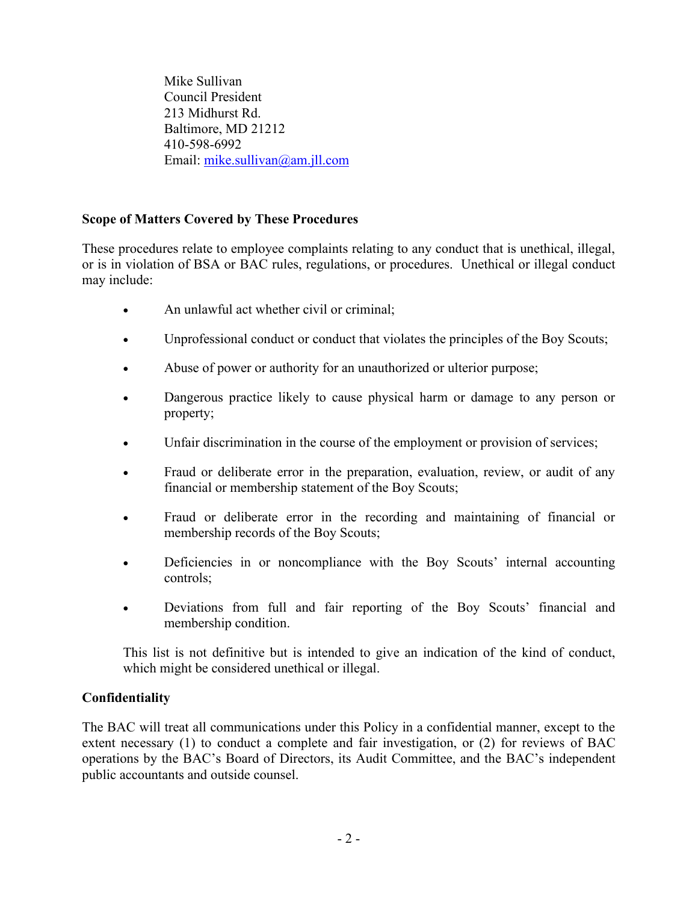Mike Sullivan
Council President
213 Midhurst Rd.
Baltimore, MD 21212
410-598-6992
Email: [mike.sullivan@am.jll.com](mailto:mike.sullivan@am.jll.com)

**Scope of Matters Covered by These Procedures**

These procedures relate to employee complaints relating to any conduct that is unethical, illegal, or is in violation of BSA or BAC rules, regulations, or procedures. Unethical or illegal conduct may include:

- An unlawful act whether civil or criminal;
- Unprofessional conduct or conduct that violates the principles of the Boy Scouts;
- Abuse of power or authority for an unauthorized or ulterior purpose;
- Dangerous practice likely to cause physical harm or damage to any person or property;
- Unfair discrimination in the course of the employment or provision of services;
- Fraud or deliberate error in the preparation, evaluation, review, or audit of any financial or membership statement of the Boy Scouts;
- Fraud or deliberate error in the recording and maintaining of financial or membership records of the Boy Scouts;
- Deficiencies in or noncompliance with the Boy Scouts' internal accounting controls;
- Deviations from full and fair reporting of the Boy Scouts' financial and membership condition.

This list is not definitive but is intended to give an indication of the kind of conduct, which might be considered unethical or illegal.

**Confidentiality**

The BAC will treat all communications under this Policy in a confidential manner, except to the extent necessary (1) to conduct a complete and fair investigation, or (2) for reviews of BAC operations by the BAC's Board of Directors, its Audit Committee, and the BAC's independent public accountants and outside counsel.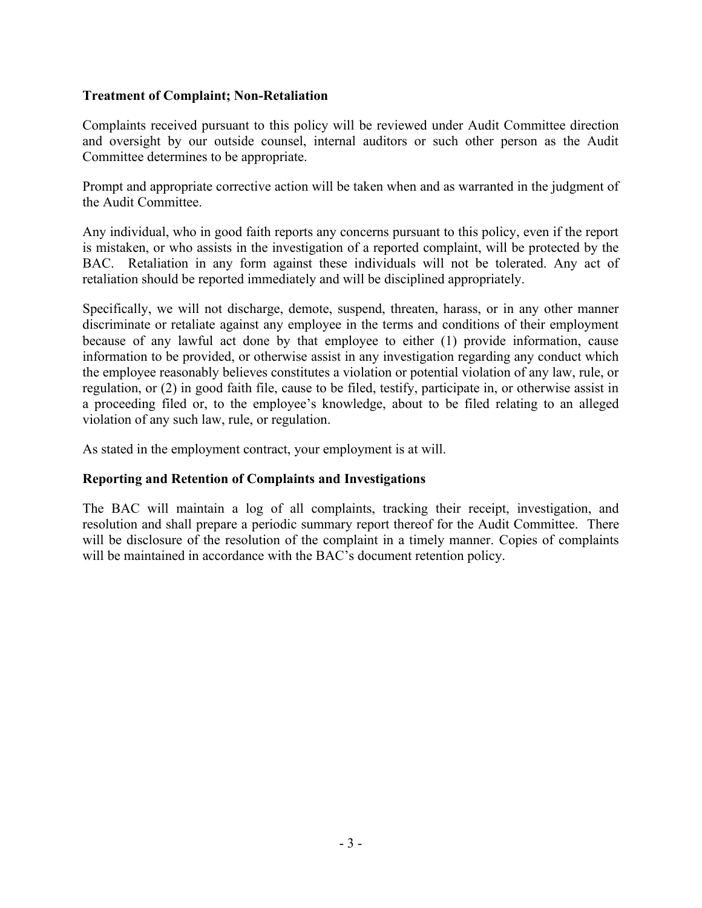**Treatment of Complaint; Non-Retaliation**

Complaints received pursuant to this policy will be reviewed under Audit Committee direction and oversight by our outside counsel, internal auditors or such other person as the Audit Committee determines to be appropriate.

Prompt and appropriate corrective action will be taken when and as warranted in the judgment of the Audit Committee.

Any individual, who in good faith reports any concerns pursuant to this policy, even if the report is mistaken, or who assists in the investigation of a reported complaint, will be protected by the BAC. Retaliation in any form against these individuals will not be tolerated. Any act of retaliation should be reported immediately and will be disciplined appropriately.

Specifically, we will not discharge, demote, suspend, threaten, harass, or in any other manner discriminate or retaliate against any employee in the terms and conditions of their employment because of any lawful act done by that employee to either (1) provide information, cause information to be provided, or otherwise assist in any investigation regarding any conduct which the employee reasonably believes constitutes a violation or potential violation of any law, rule, or regulation, or (2) in good faith file, cause to be filed, testify, participate in, or otherwise assist in a proceeding filed or, to the employee's knowledge, about to be filed relating to an alleged violation of any such law, rule, or regulation.

As stated in the employment contract, your employment is at will.

**Reporting and Retention of Complaints and Investigations**

The BAC will maintain a log of all complaints, tracking their receipt, investigation, and resolution and shall prepare a periodic summary report thereof for the Audit Committee. There will be disclosure of the resolution of the complaint in a timely manner. Copies of complaints will be maintained in accordance with the BAC's document retention policy.